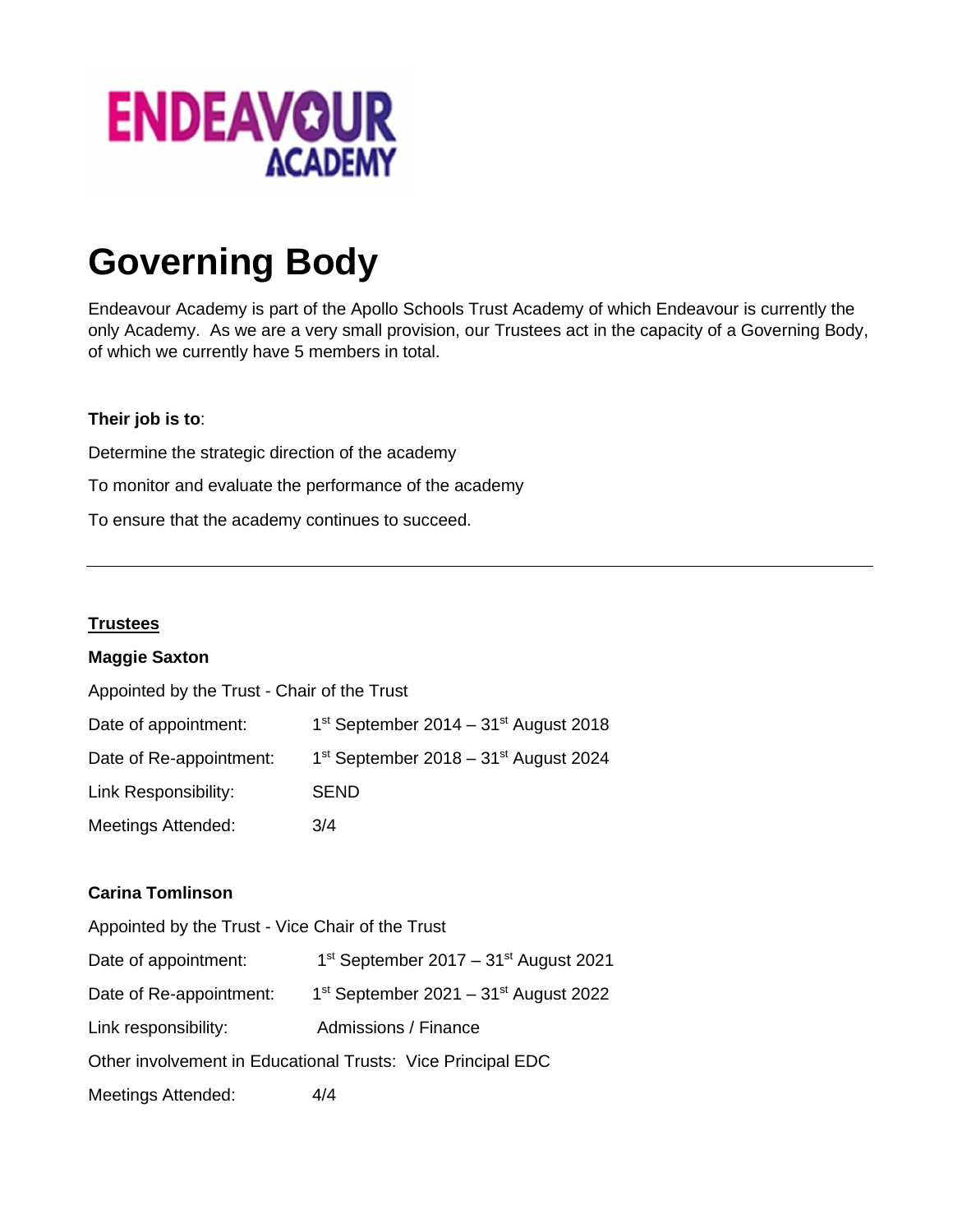ENDEAVOUR ACADEMY

# Governing Body

Endeavour Academy is part of the Apollo Schools Trust Academy of which Endeavour is currently the only Academy. As we are a very small provision, our Trustees act in the capacity of a Governing Body, of which we currently have 5 members in total.

**Their job is to**:

Determine the strategic direction of the academy

To monitor and evaluate the performance of the academy

To ensure that the academy continues to succeed.

---

## Trustees

### Maggie Saxton

Appointed by the Trust - Chair of the Trust

Date of appointment: 1st September 2014 – 31st August 2018

Date of Re-appointment: 1st September 2018 – 31st August 2024

Link Responsibility: SEND

Meetings Attended: 3/4

### Carina Tomlinson

Appointed by the Trust - Vice Chair of the Trust

Date of appointment: 1st September 2017 – 31st August 2021

Date of Re-appointment: 1st September 2021 – 31st August 2022

Link responsibility: Admissions / Finance

Other involvement in Educational Trusts: Vice Principal EDC

Meetings Attended: 4/4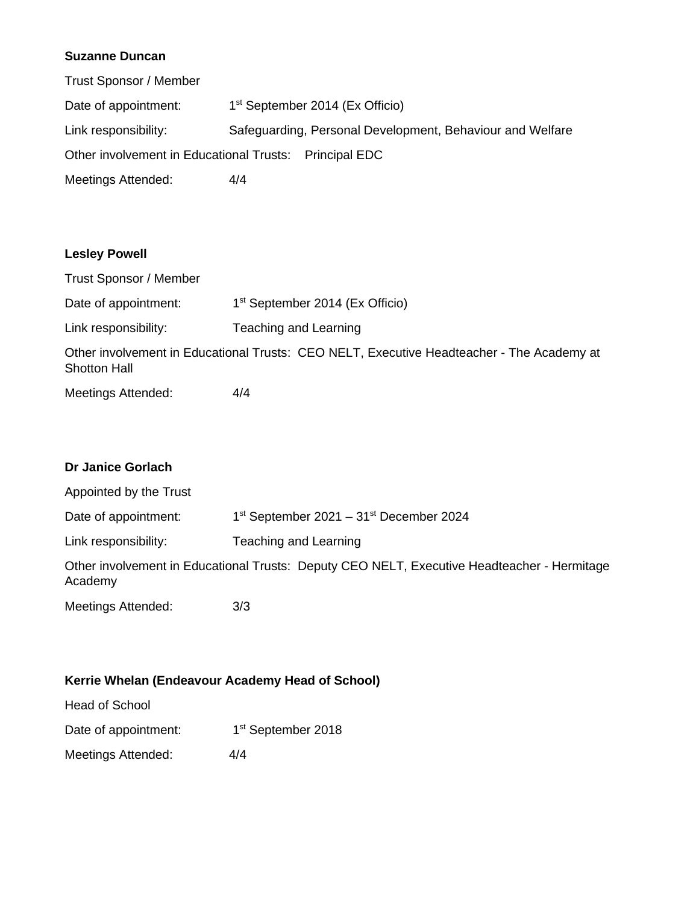**Suzanne Duncan**

Trust Sponsor / Member

Date of appointment: 1st September 2014 (Ex Officio)

Link responsibility: Safeguarding, Personal Development, Behaviour and Welfare

Other involvement in Educational Trusts: Principal EDC

Meetings Attended: 4/4

**Lesley Powell**

Trust Sponsor / Member

Date of appointment: 1st September 2014 (Ex Officio)

Link responsibility: Teaching and Learning

Other involvement in Educational Trusts: CEO NELT, Executive Headteacher - The Academy at Shotton Hall

Meetings Attended: 4/4

**Dr Janice Gorlach**

Appointed by the Trust

Date of appointment: 1st September 2021 – 31st December 2024

Link responsibility: Teaching and Learning

Other involvement in Educational Trusts: Deputy CEO NELT, Executive Headteacher - Hermitage Academy

Meetings Attended: 3/3

**Kerrie Whelan (Endeavour Academy Head of School)**

Head of School

Date of appointment: 1st September 2018

Meetings Attended: 4/4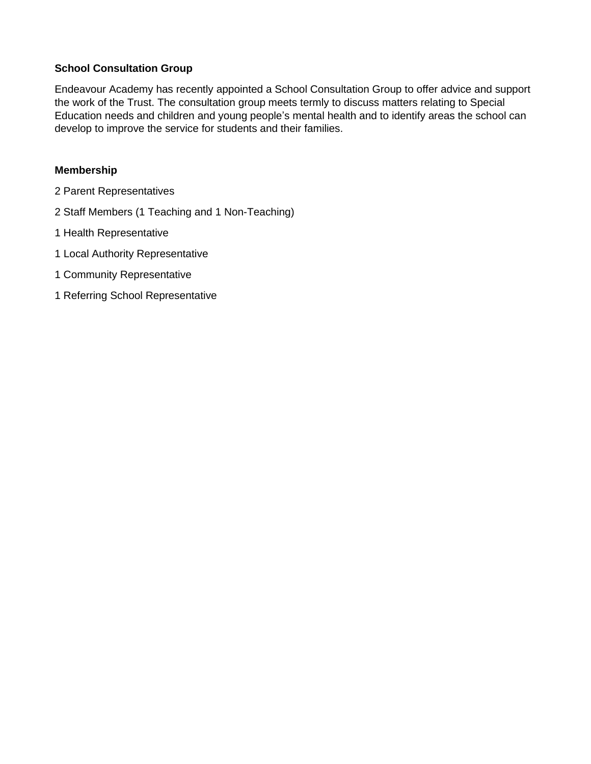**School Consultation Group**

Endeavour Academy has recently appointed a School Consultation Group to offer advice and support the work of the Trust. The consultation group meets termly to discuss matters relating to Special Education needs and children and young people's mental health and to identify areas the school can develop to improve the service for students and their families.

**Membership**

2 Parent Representatives

2 Staff Members (1 Teaching and 1 Non-Teaching)

1 Health Representative

1 Local Authority Representative

1 Community Representative

1 Referring School Representative